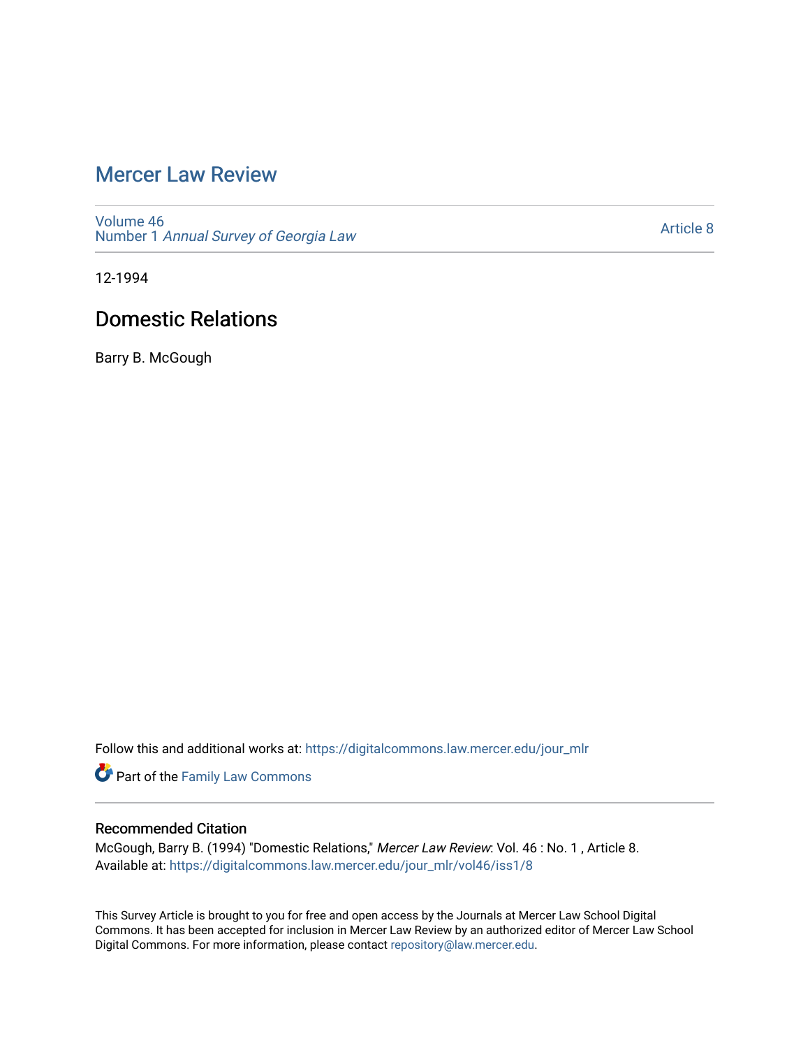# Mercer Law Review

Volume 46
Number 1 *Annual Survey of Georgia Law*

Article 8

12-1994

## Domestic Relations

Barry B. McGough

Follow this and additional works at: https://digitalcommons.law.mercer.edu/jour_mlr

Part of the Family Law Commons

### Recommended Citation

McGough, Barry B. (1994) "Domestic Relations," *Mercer Law Review*: Vol. 46 : No. 1 , Article 8.
Available at: https://digitalcommons.law.mercer.edu/jour_mlr/vol46/iss1/8

This Survey Article is brought to you for free and open access by the Journals at Mercer Law School Digital Commons. It has been accepted for inclusion in Mercer Law Review by an authorized editor of Mercer Law School Digital Commons. For more information, please contact repository@law.mercer.edu.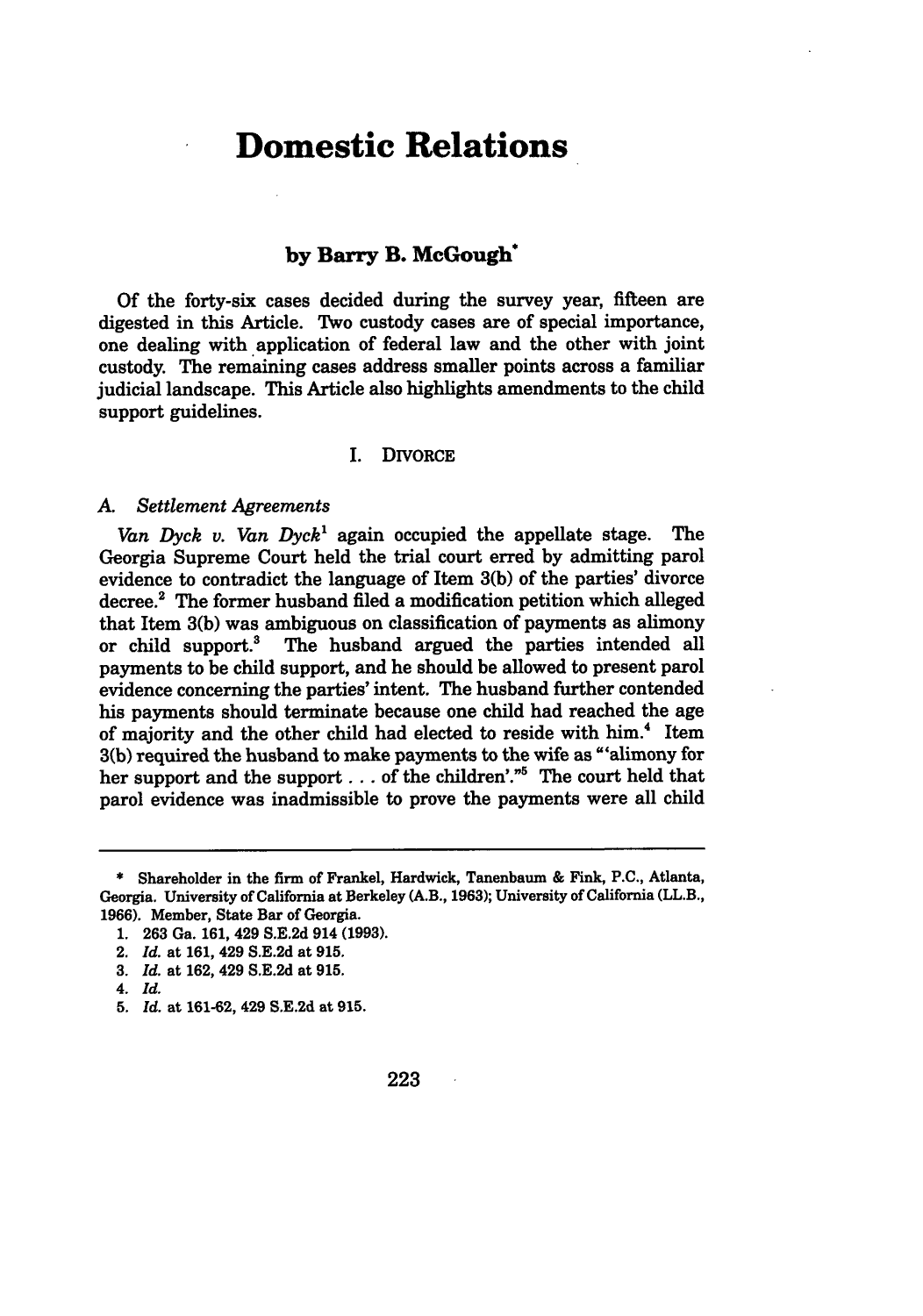# Domestic Relations

### by Barry B. McGough*

Of the forty-six cases decided during the survey year, fifteen are digested in this Article. Two custody cases are of special importance, one dealing with application of federal law and the other with joint custody. The remaining cases address smaller points across a familiar judicial landscape. This Article also highlights amendments to the child support guidelines.

## I. DIVORCE

### A. Settlement Agreements

*Van Dyck v. Van Dyck*[1] again occupied the appellate stage. The Georgia Supreme Court held the trial court erred by admitting parol evidence to contradict the language of Item 3(b) of the parties' divorce decree.[2] The former husband filed a modification petition which alleged that Item 3(b) was ambiguous on classification of payments as alimony or child support.[3] The husband argued the parties intended all payments to be child support, and he should be allowed to present parol evidence concerning the parties' intent. The husband further contended his payments should terminate because one child had reached the age of majority and the other child had elected to reside with him.[4] Item 3(b) required the husband to make payments to the wife as "'alimony for her support and the support . . . of the children'."[5] The court held that parol evidence was inadmissible to prove the payments were all child

---

\* Shareholder in the firm of Frankel, Hardwick, Tanenbaum & Fink, P.C., Atlanta, Georgia. University of California at Berkeley (A.B., 1963); University of California (LL.B., 1966). Member, State Bar of Georgia.

1. 263 Ga. 161, 429 S.E.2d 914 (1993).
2. *Id.* at 161, 429 S.E.2d at 915.
3. *Id.* at 162, 429 S.E.2d at 915.
4. *Id.*
5. *Id.* at 161-62, 429 S.E.2d at 915.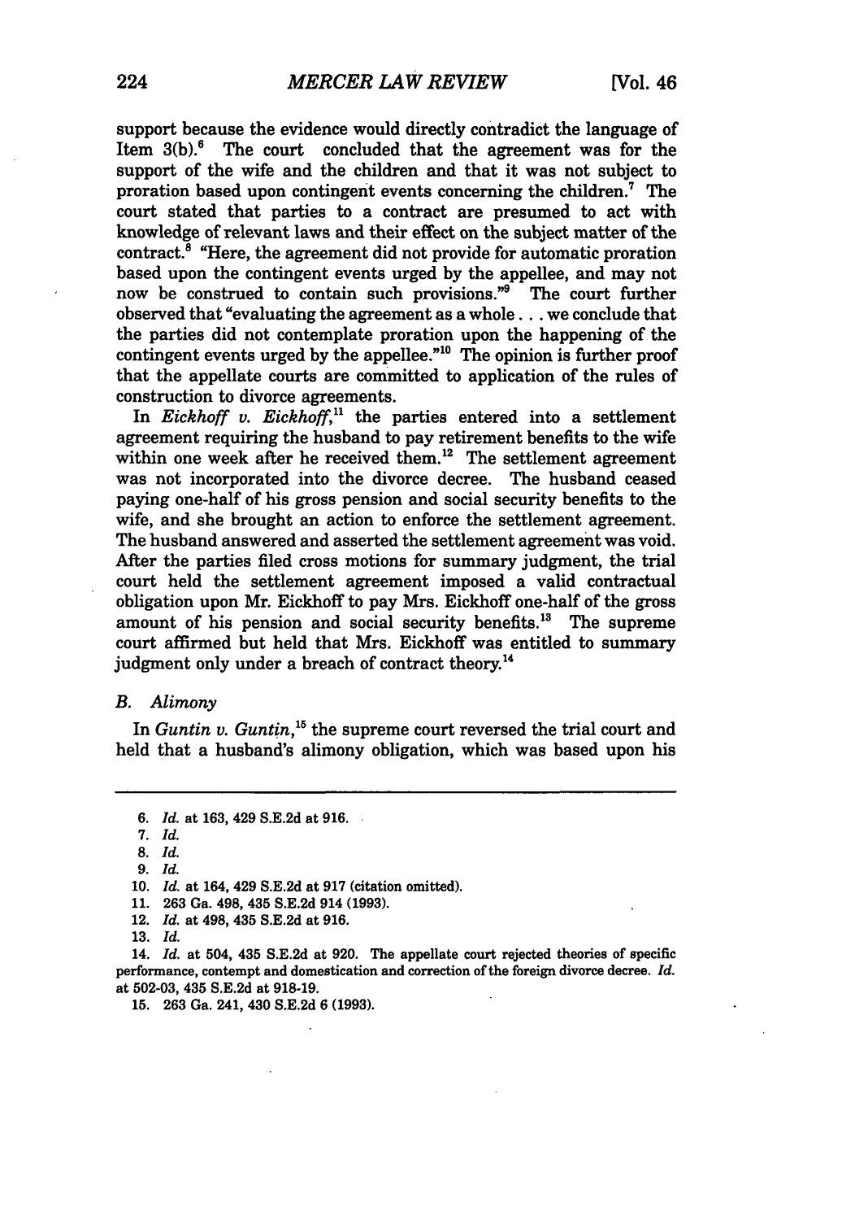support because the evidence would directly contradict the language of Item 3(b).[6] The court concluded that the agreement was for the support of the wife and the children and that it was not subject to proration based upon contingent events concerning the children.[7] The court stated that parties to a contract are presumed to act with knowledge of relevant laws and their effect on the subject matter of the contract.[8] "Here, the agreement did not provide for automatic proration based upon the contingent events urged by the appellee, and may not now be construed to contain such provisions."[9] The court further observed that "evaluating the agreement as a whole . . . we conclude that the parties did not contemplate proration upon the happening of the contingent events urged by the appellee."[10] The opinion is further proof that the appellate courts are committed to application of the rules of construction to divorce agreements.

In *Eickhoff v. Eickhoff*,[11] the parties entered into a settlement agreement requiring the husband to pay retirement benefits to the wife within one week after he received them.[12] The settlement agreement was not incorporated into the divorce decree. The husband ceased paying one-half of his gross pension and social security benefits to the wife, and she brought an action to enforce the settlement agreement. The husband answered and asserted the settlement agreement was void. After the parties filed cross motions for summary judgment, the trial court held the settlement agreement imposed a valid contractual obligation upon Mr. Eickhoff to pay Mrs. Eickhoff one-half of the gross amount of his pension and social security benefits.[13] The supreme court affirmed but held that Mrs. Eickhoff was entitled to summary judgment only under a breach of contract theory.[14]

### *B. Alimony*

In *Guntin v. Guntin*,[15] the supreme court reversed the trial court and held that a husband's alimony obligation, which was based upon his

---

6. *Id.* at 163, 429 S.E.2d at 916.
7. *Id.*
8. *Id.*
9. *Id.*
10. *Id.* at 164, 429 S.E.2d at 917 (citation omitted).
11. 263 Ga. 498, 435 S.E.2d 914 (1993).
12. *Id.* at 498, 435 S.E.2d at 916.
13. *Id.*
14. *Id.* at 504, 435 S.E.2d at 920. The appellate court rejected theories of specific performance, contempt and domestication and correction of the foreign divorce decree. *Id.* at 502-03, 435 S.E.2d at 918-19.
15. 263 Ga. 241, 430 S.E.2d 6 (1993).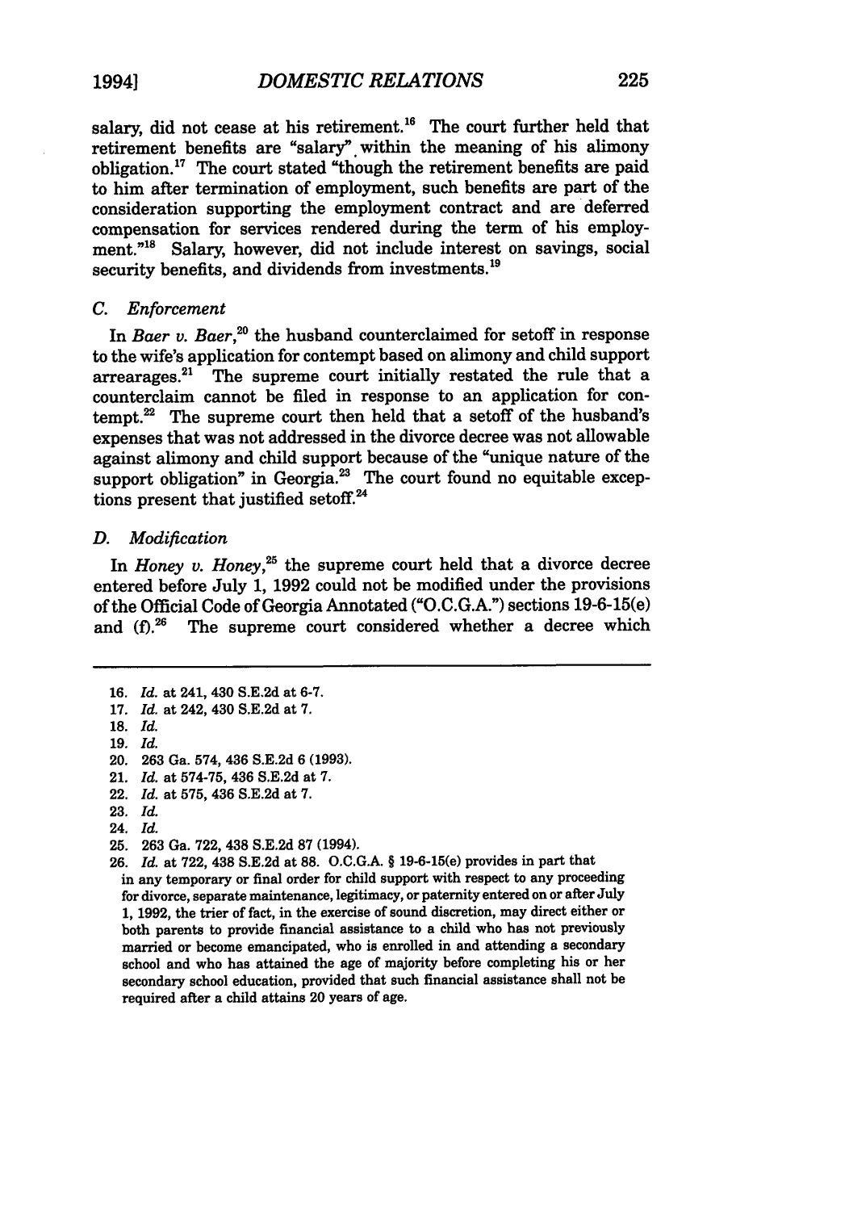salary, did not cease at his retirement.[16] The court further held that retirement benefits are "salary" within the meaning of his alimony obligation.[17] The court stated "though the retirement benefits are paid to him after termination of employment, such benefits are part of the consideration supporting the employment contract and are deferred compensation for services rendered during the term of his employment."[18] Salary, however, did not include interest on savings, social security benefits, and dividends from investments.[19]

### *C. Enforcement*

In *Baer v. Baer*,[20] the husband counterclaimed for setoff in response to the wife's application for contempt based on alimony and child support arrearages.[21] The supreme court initially restated the rule that a counterclaim cannot be filed in response to an application for contempt.[22] The supreme court then held that a setoff of the husband's expenses that was not addressed in the divorce decree was not allowable against alimony and child support because of the "unique nature of the support obligation" in Georgia.[23] The court found no equitable exceptions present that justified setoff.[24]

### *D. Modification*

In *Honey v. Honey*,[25] the supreme court held that a divorce decree entered before July 1, 1992 could not be modified under the provisions of the Official Code of Georgia Annotated ("O.C.G.A.") sections 19-6-15(e) and (f).[26] The supreme court considered whether a decree which

---

16. *Id.* at 241, 430 S.E.2d at 6-7.
17. *Id.* at 242, 430 S.E.2d at 7.
18. *Id.*
19. *Id.*
20. 263 Ga. 574, 436 S.E.2d 6 (1993).
21. *Id.* at 574-75, 436 S.E.2d at 7.
22. *Id.* at 575, 436 S.E.2d at 7.
23. *Id.*
24. *Id.*
25. 263 Ga. 722, 438 S.E.2d 87 (1994).
26. *Id.* at 722, 438 S.E.2d at 88. O.C.G.A. § 19-6-15(e) provides in part that

    in any temporary or final order for child support with respect to any proceeding for divorce, separate maintenance, legitimacy, or paternity entered on or after July 1, 1992, the trier of fact, in the exercise of sound discretion, may direct either or both parents to provide financial assistance to a child who has not previously married or become emancipated, who is enrolled in and attending a secondary school and who has attained the age of majority before completing his or her secondary school education, provided that such financial assistance shall not be required after a child attains 20 years of age.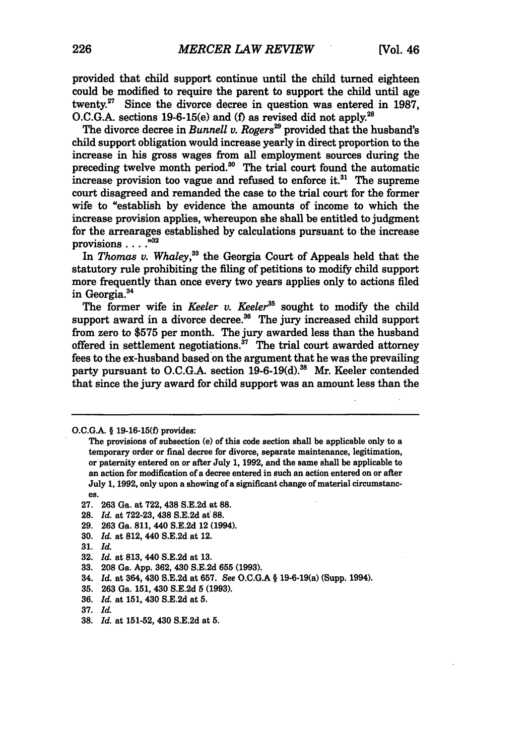provided that child support continue until the child turned eighteen could be modified to require the parent to support the child until age twenty.[27] Since the divorce decree in question was entered in 1987, O.C.G.A. sections 19-6-15(e) and (f) as revised did not apply.[28]

The divorce decree in *Bunnell v. Rogers*[29] provided that the husband's child support obligation would increase yearly in direct proportion to the increase in his gross wages from all employment sources during the preceding twelve month period.[30] The trial court found the automatic increase provision too vague and refused to enforce it.[31] The supreme court disagreed and remanded the case to the trial court for the former wife to "establish by evidence the amounts of income to which the increase provision applies, whereupon she shall be entitled to judgment for the arrearages established by calculations pursuant to the increase provisions . . . ."[32]

In *Thomas v. Whaley*,[33] the Georgia Court of Appeals held that the statutory rule prohibiting the filing of petitions to modify child support more frequently than once every two years applies only to actions filed in Georgia.[34]

The former wife in *Keeler v. Keeler*[35] sought to modify the child support award in a divorce decree.[36] The jury increased child support from zero to $575 per month. The jury awarded less than the husband offered in settlement negotiations.[37] The trial court awarded attorney fees to the ex-husband based on the argument that he was the prevailing party pursuant to O.C.G.A. section 19-6-19(d).[38] Mr. Keeler contended that since the jury award for child support was an amount less than the

---

O.C.G.A. § 19-16-15(f) provides:

> The provisions of subsection (e) of this code section shall be applicable only to a temporary order or final decree for divorce, separate maintenance, legitimation, or paternity entered on or after July 1, 1992, and the same shall be applicable to an action for modification of a decree entered in such an action entered on or after July 1, 1992, only upon a showing of a significant change of material circumstances.

27. 263 Ga. at 722, 438 S.E.2d at 88.
28. *Id.* at 722-23, 438 S.E.2d at 88.
29. 263 Ga. 811, 440 S.E.2d 12 (1994).
30. *Id.* at 812, 440 S.E.2d at 12.
31. *Id.*
32. *Id.* at 813, 440 S.E.2d at 13.
33. 208 Ga. App. 362, 430 S.E.2d 655 (1993).
34. *Id.* at 364, 430 S.E.2d at 657. *See* O.C.G.A § 19-6-19(a) (Supp. 1994).
35. 263 Ga. 151, 430 S.E.2d 5 (1993).
36. *Id.* at 151, 430 S.E.2d at 5.
37. *Id.*
38. *Id.* at 151-52, 430 S.E.2d at 5.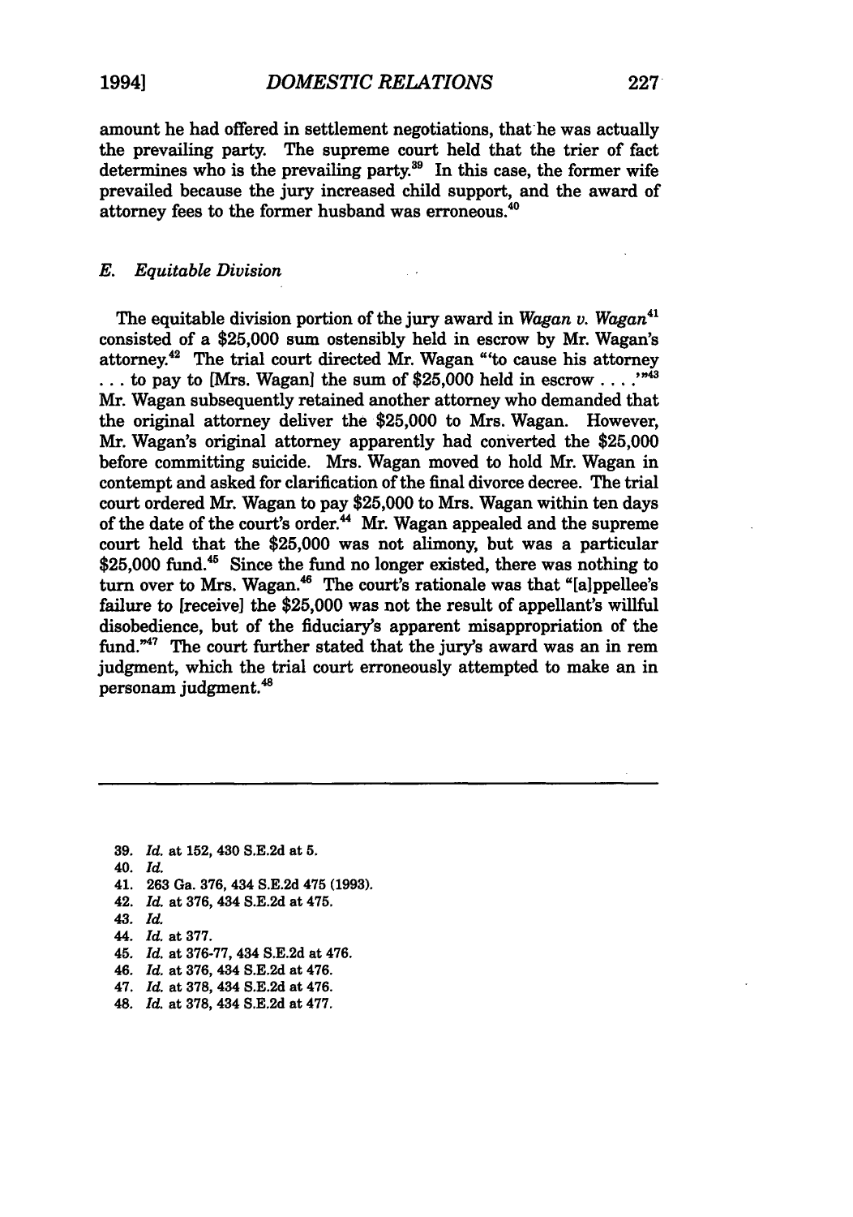amount he had offered in settlement negotiations, that he was actually the prevailing party. The supreme court held that the trier of fact determines who is the prevailing party.[39] In this case, the former wife prevailed because the jury increased child support, and the award of attorney fees to the former husband was erroneous.[40]

### E. *Equitable Division*

The equitable division portion of the jury award in *Wagan v. Wagan*[41] consisted of a $25,000 sum ostensibly held in escrow by Mr. Wagan's attorney.[42] The trial court directed Mr. Wagan "'to cause his attorney . . . to pay to [Mrs. Wagan] the sum of $25,000 held in escrow . . . .'"[43] Mr. Wagan subsequently retained another attorney who demanded that the original attorney deliver the $25,000 to Mrs. Wagan. However, Mr. Wagan's original attorney apparently had converted the $25,000 before committing suicide. Mrs. Wagan moved to hold Mr. Wagan in contempt and asked for clarification of the final divorce decree. The trial court ordered Mr. Wagan to pay $25,000 to Mrs. Wagan within ten days of the date of the court's order.[44] Mr. Wagan appealed and the supreme court held that the $25,000 was not alimony, but was a particular $25,000 fund.[45] Since the fund no longer existed, there was nothing to turn over to Mrs. Wagan.[46] The court's rationale was that "[a]ppellee's failure to [receive] the $25,000 was not the result of appellant's willful disobedience, but of the fiduciary's apparent misappropriation of the fund."[47] The court further stated that the jury's award was an in rem judgment, which the trial court erroneously attempted to make an in personam judgment.[48]

---

39. *Id.* at 152, 430 S.E.2d at 5.
40. *Id.*
41. 263 Ga. 376, 434 S.E.2d 475 (1993).
42. *Id.* at 376, 434 S.E.2d at 475.
43. *Id.*
44. *Id.* at 377.
45. *Id.* at 376-77, 434 S.E.2d at 476.
46. *Id.* at 376, 434 S.E.2d at 476.
47. *Id.* at 378, 434 S.E.2d at 476.
48. *Id.* at 378, 434 S.E.2d at 477.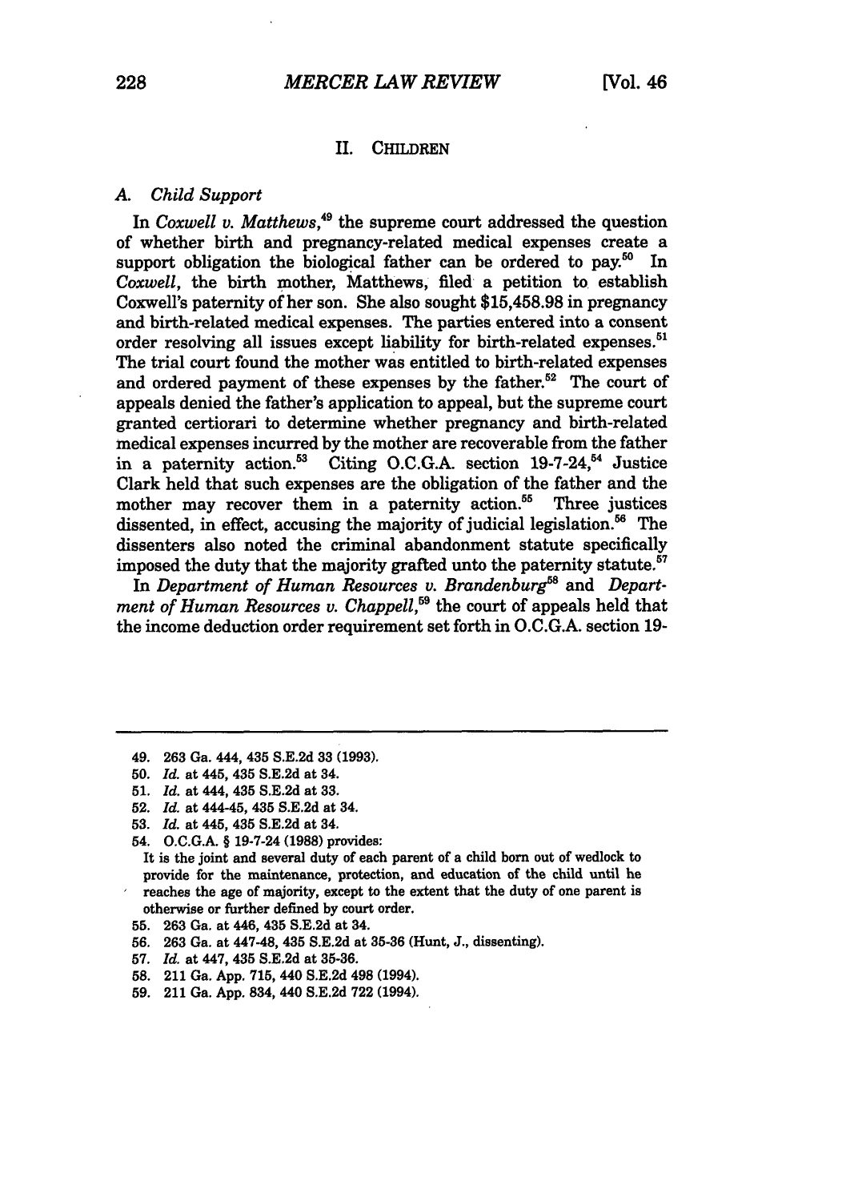## II. CHILDREN

### A. *Child Support*

In *Coxwell v. Matthews*,[49] the supreme court addressed the question of whether birth and pregnancy-related medical expenses create a support obligation the biological father can be ordered to pay.[50] In *Coxwell*, the birth mother, Matthews, filed a petition to establish Coxwell's paternity of her son. She also sought $15,458.98 in pregnancy and birth-related medical expenses. The parties entered into a consent order resolving all issues except liability for birth-related expenses.[51] The trial court found the mother was entitled to birth-related expenses and ordered payment of these expenses by the father.[52] The court of appeals denied the father's application to appeal, but the supreme court granted certiorari to determine whether pregnancy and birth-related medical expenses incurred by the mother are recoverable from the father in a paternity action.[53] Citing O.C.G.A. section 19-7-24,[54] Justice Clark held that such expenses are the obligation of the father and the mother may recover them in a paternity action.[55] Three justices dissented, in effect, accusing the majority of judicial legislation.[56] The dissenters also noted the criminal abandonment statute specifically imposed the duty that the majority grafted unto the paternity statute.[57]

In *Department of Human Resources v. Brandenburg*[58] and *Department of Human Resources v. Chappell*,[59] the court of appeals held that the income deduction order requirement set forth in O.C.G.A. section 19-

---

49. 263 Ga. 444, 435 S.E.2d 33 (1993).
50. *Id.* at 445, 435 S.E.2d at 34.
51. *Id.* at 444, 435 S.E.2d at 33.
52. *Id.* at 444-45, 435 S.E.2d at 34.
53. *Id.* at 445, 435 S.E.2d at 34.
54. O.C.G.A. § 19-7-24 (1988) provides:
It is the joint and several duty of each parent of a child born out of wedlock to provide for the maintenance, protection, and education of the child until he reaches the age of majority, except to the extent that the duty of one parent is otherwise or further defined by court order.
55. 263 Ga. at 446, 435 S.E.2d at 34.
56. 263 Ga. at 447-48, 435 S.E.2d at 35-36 (Hunt, J., dissenting).
57. *Id.* at 447, 435 S.E.2d at 35-36.
58. 211 Ga. App. 715, 440 S.E.2d 498 (1994).
59. 211 Ga. App. 834, 440 S.E.2d 722 (1994).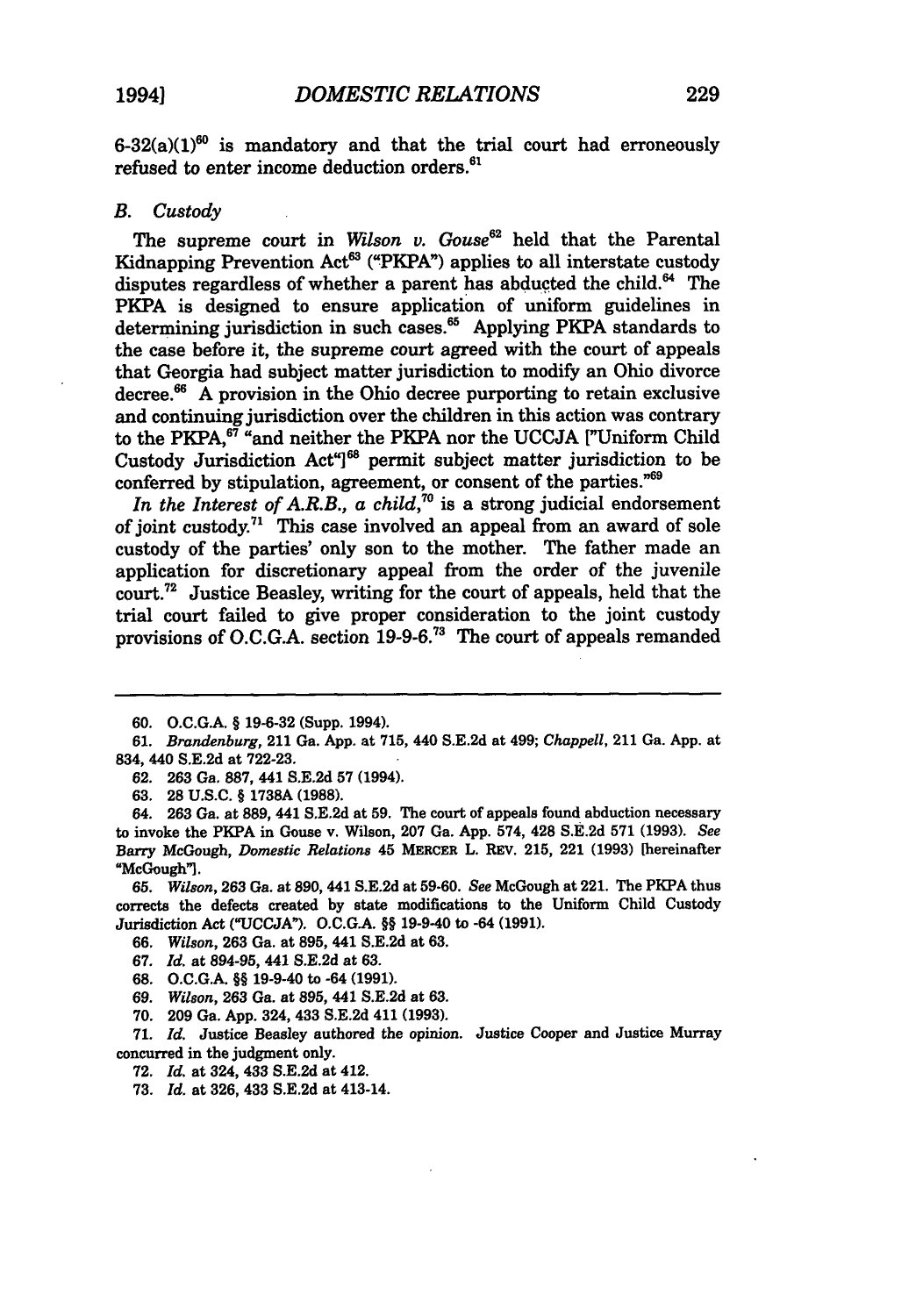6-32(a)(1)[60] is mandatory and that the trial court had erroneously refused to enter income deduction orders.[61]

### B. Custody

The supreme court in *Wilson v. Gouse*[62] held that the Parental Kidnapping Prevention Act[63] ("PKPA") applies to all interstate custody disputes regardless of whether a parent has abducted the child.[64] The PKPA is designed to ensure application of uniform guidelines in determining jurisdiction in such cases.[65] Applying PKPA standards to the case before it, the supreme court agreed with the court of appeals that Georgia had subject matter jurisdiction to modify an Ohio divorce decree.[66] A provision in the Ohio decree purporting to retain exclusive and continuing jurisdiction over the children in this action was contrary to the PKPA,[67] "and neither the PKPA nor the UCCJA ["Uniform Child Custody Jurisdiction Act"][68] permit subject matter jurisdiction to be conferred by stipulation, agreement, or consent of the parties."[69]

*In the Interest of A.R.B., a child*,[70] is a strong judicial endorsement of joint custody.[71] This case involved an appeal from an award of sole custody of the parties' only son to the mother. The father made an application for discretionary appeal from the order of the juvenile court.[72] Justice Beasley, writing for the court of appeals, held that the trial court failed to give proper consideration to the joint custody provisions of O.C.G.A. section 19-9-6.[73] The court of appeals remanded

---

60. O.C.G.A. § 19-6-32 (Supp. 1994).

61. *Brandenburg*, 211 Ga. App. at 715, 440 S.E.2d at 499; *Chappell*, 211 Ga. App. at 834, 440 S.E.2d at 722-23.

62. 263 Ga. 887, 441 S.E.2d 57 (1994).

63. 28 U.S.C. § 1738A (1988).

64. 263 Ga. at 889, 441 S.E.2d at 59. The court of appeals found abduction necessary to invoke the PKPA in Gouse v. Wilson, 207 Ga. App. 574, 428 S.E.2d 571 (1993). *See* Barry McGough, *Domestic Relations* 45 MERCER L. REV. 215, 221 (1993) [hereinafter "McGough"].

65. *Wilson*, 263 Ga. at 890, 441 S.E.2d at 59-60. *See* McGough at 221. The PKPA thus corrects the defects created by state modifications to the Uniform Child Custody Jurisdiction Act ("UCCJA"). O.C.G.A. §§ 19-9-40 to -64 (1991).

66. *Wilson*, 263 Ga. at 895, 441 S.E.2d at 63.

67. *Id.* at 894-95, 441 S.E.2d at 63.

68. O.C.G.A. §§ 19-9-40 to -64 (1991).

69. *Wilson*, 263 Ga. at 895, 441 S.E.2d at 63.

70. 209 Ga. App. 324, 433 S.E.2d 411 (1993).

71. *Id.* Justice Beasley authored the opinion. Justice Cooper and Justice Murray concurred in the judgment only.

72. *Id.* at 324, 433 S.E.2d at 412.

73. *Id.* at 326, 433 S.E.2d at 413-14.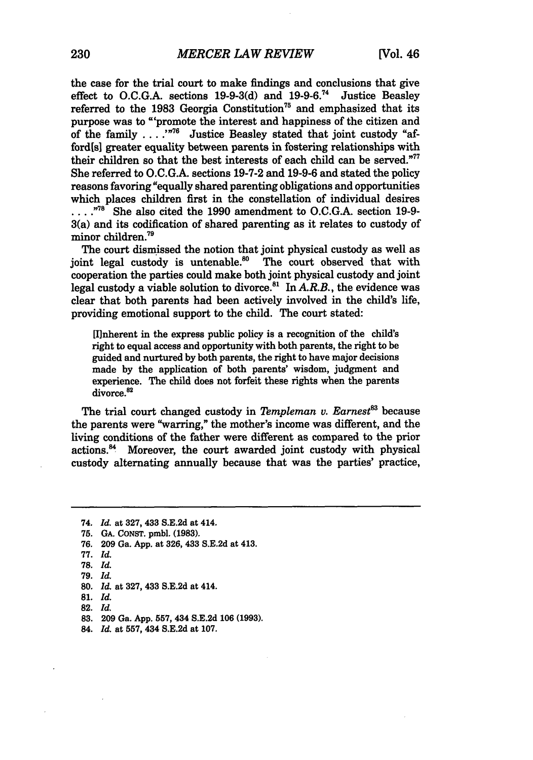the case for the trial court to make findings and conclusions that give effect to O.C.G.A. sections 19-9-3(d) and 19-9-6.[74] Justice Beasley referred to the 1983 Georgia Constitution[75] and emphasized that its purpose was to "'promote the interest and happiness of the citizen and of the family . . . .'"[76] Justice Beasley stated that joint custody "afford[s] greater equality between parents in fostering relationships with their children so that the best interests of each child can be served."[77] She referred to O.C.G.A. sections 19-7-2 and 19-9-6 and stated the policy reasons favoring "equally shared parenting obligations and opportunities which places children first in the constellation of individual desires . . . ."[78] She also cited the 1990 amendment to O.C.G.A. section 19-9-3(a) and its codification of shared parenting as it relates to custody of minor children.[79]

The court dismissed the notion that joint physical custody as well as joint legal custody is untenable.[80] The court observed that with cooperation the parties could make both joint physical custody and joint legal custody a viable solution to divorce.[81] In *A.R.B.*, the evidence was clear that both parents had been actively involved in the child's life, providing emotional support to the child. The court stated:

> [I]nherent in the express public policy is a recognition of the child's right to equal access and opportunity with both parents, the right to be guided and nurtured by both parents, the right to have major decisions made by the application of both parents' wisdom, judgment and experience. The child does not forfeit these rights when the parents divorce.[82]

The trial court changed custody in *Templeman v. Earnest*[83] because the parents were "warring," the mother's income was different, and the living conditions of the father were different as compared to the prior actions.[84] Moreover, the court awarded joint custody with physical custody alternating annually because that was the parties' practice,

---

74. *Id.* at 327, 433 S.E.2d at 414.
75. GA. CONST. pmbl. (1983).
76. 209 Ga. App. at 326, 433 S.E.2d at 413.
77. *Id.*
78. *Id.*
79. *Id.*
80. *Id.* at 327, 433 S.E.2d at 414.
81. *Id.*
82. *Id.*
83. 209 Ga. App. 557, 434 S.E.2d 106 (1993).
84. *Id.* at 557, 434 S.E.2d at 107.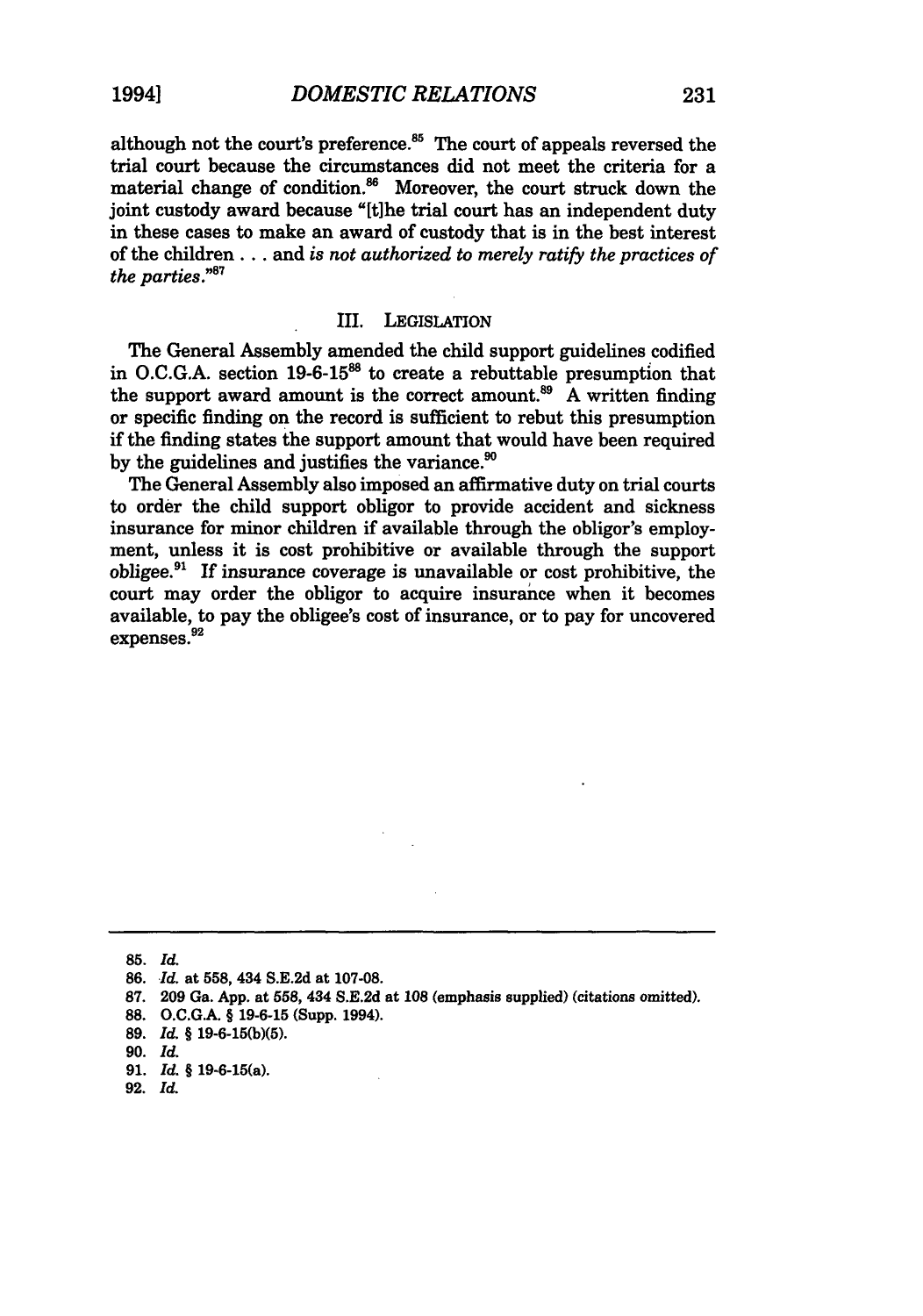although not the court's preference.[85] The court of appeals reversed the trial court because the circumstances did not meet the criteria for a material change of condition.[86] Moreover, the court struck down the joint custody award because "[t]he trial court has an independent duty in these cases to make an award of custody that is in the best interest of the children . . . and *is not authorized to merely ratify the practices of the parties*."[87]

## III. LEGISLATION

The General Assembly amended the child support guidelines codified in O.C.G.A. section 19-6-15[88] to create a rebuttable presumption that the support award amount is the correct amount.[89] A written finding or specific finding on the record is sufficient to rebut this presumption if the finding states the support amount that would have been required by the guidelines and justifies the variance.[90]

The General Assembly also imposed an affirmative duty on trial courts to order the child support obligor to provide accident and sickness insurance for minor children if available through the obligor's employment, unless it is cost prohibitive or available through the support obligee.[91] If insurance coverage is unavailable or cost prohibitive, the court may order the obligor to acquire insurance when it becomes available, to pay the obligee's cost of insurance, or to pay for uncovered expenses.[92]

---

85. *Id.*
86. *Id.* at 558, 434 S.E.2d at 107-08.
87. 209 Ga. App. at 558, 434 S.E.2d at 108 (emphasis supplied) (citations omitted).
88. O.C.G.A. § 19-6-15 (Supp. 1994).
89. *Id.* § 19-6-15(b)(5).
90. *Id.*
91. *Id.* § 19-6-15(a).
92. *Id.*